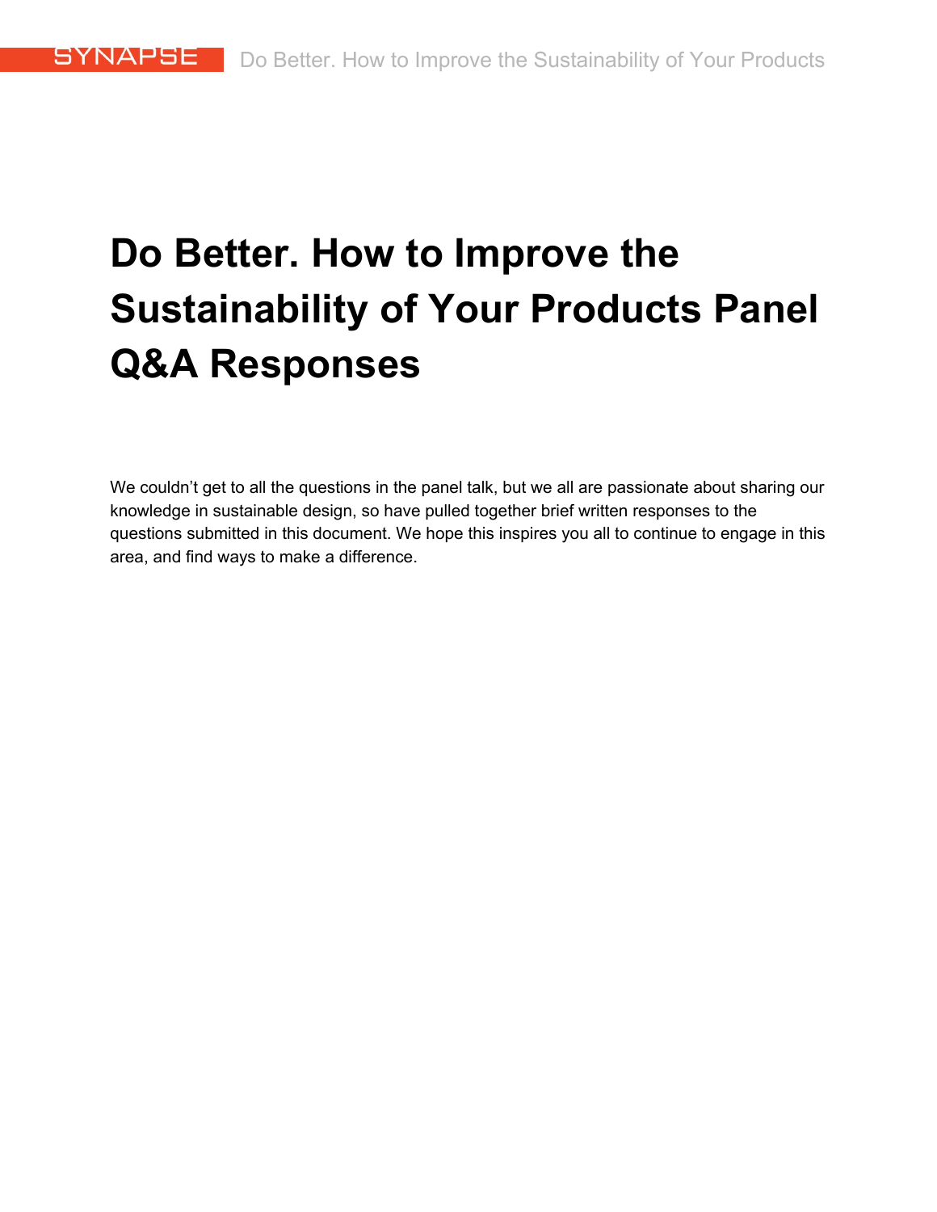# Do Better. How to Improve the Sustainability of Your Products Panel Q&A Responses

We couldn't get to all the questions in the panel talk, but we all are passionate about sharing our knowledge in sustainable design, so have pulled together brief written responses to the questions submitted in this document. We hope this inspires you all to continue to engage in this area, and find ways to make a difference.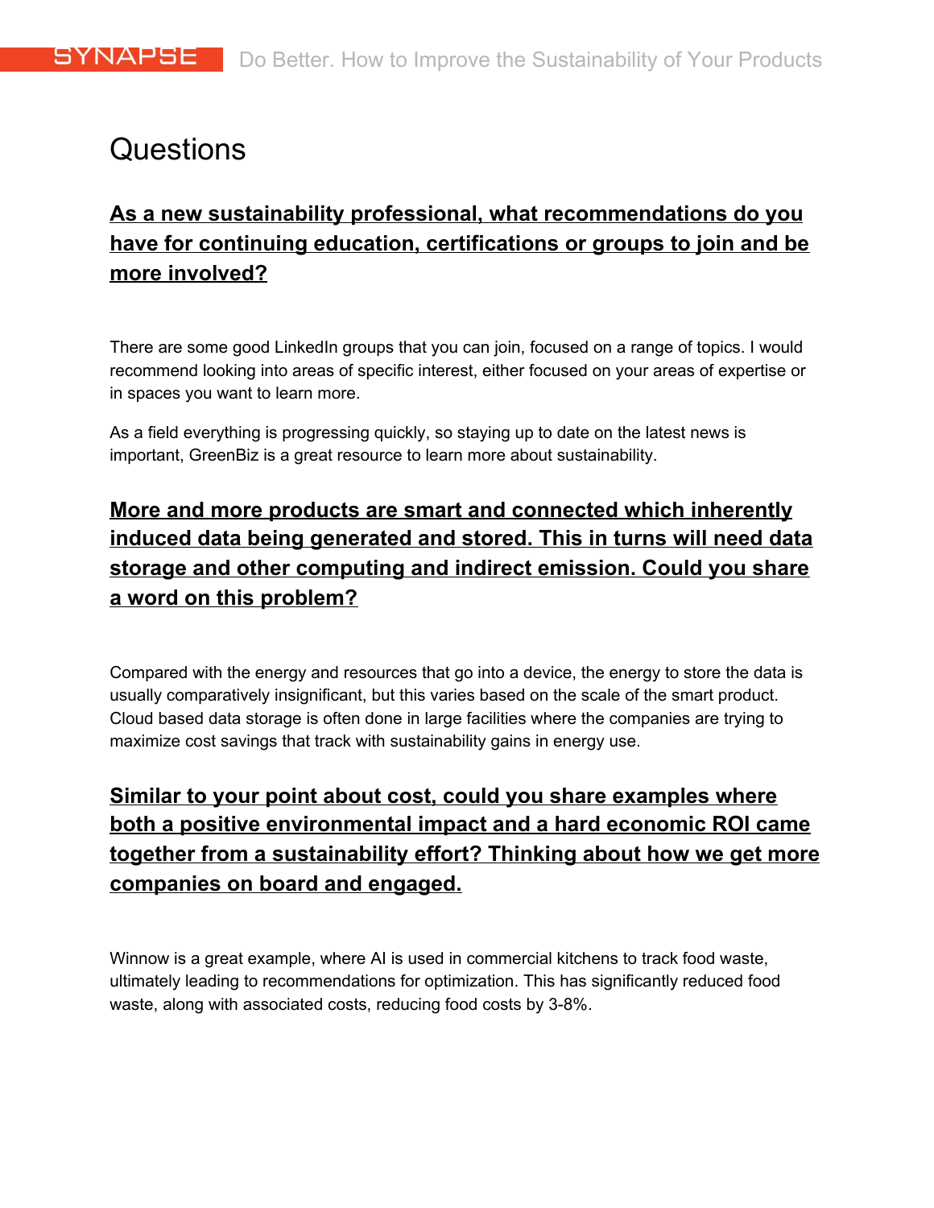# Questions

## As a new sustainability professional, what recommendations do you have for continuing education, certifications or groups to join and be more involved?

There are some good LinkedIn groups that you can join, focused on a range of topics. I would recommend looking into areas of specific interest, either focused on your areas of expertise or in spaces you want to learn more.

As a field everything is progressing quickly, so staying up to date on the latest news is important, GreenBiz is a great resource to learn more about sustainability.

## More and more products are smart and connected which inherently induced data being generated and stored. This in turns will need data storage and other computing and indirect emission. Could you share a word on this problem?

Compared with the energy and resources that go into a device, the energy to store the data is usually comparatively insignificant, but this varies based on the scale of the smart product. Cloud based data storage is often done in large facilities where the companies are trying to maximize cost savings that track with sustainability gains in energy use.

## Similar to your point about cost, could you share examples where both a positive environmental impact and a hard economic ROI came together from a sustainability effort? Thinking about how we get more companies on board and engaged.

Winnow is a great example, where AI is used in commercial kitchens to track food waste, ultimately leading to recommendations for optimization. This has significantly reduced food waste, along with associated costs, reducing food costs by 3-8%.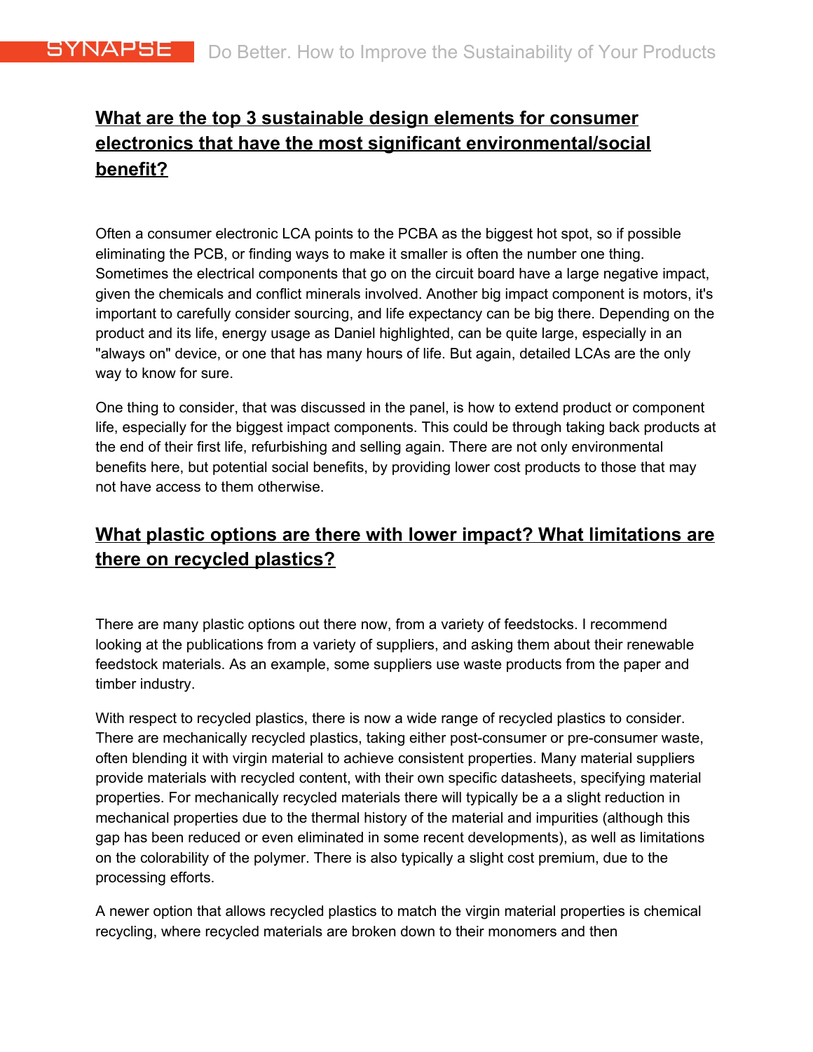## What are the top 3 sustainable design elements for consumer electronics that have the most significant environmental/social benefit?

Often a consumer electronic LCA points to the PCBA as the biggest hot spot, so if possible eliminating the PCB, or finding ways to make it smaller is often the number one thing. Sometimes the electrical components that go on the circuit board have a large negative impact, given the chemicals and conflict minerals involved. Another big impact component is motors, it's important to carefully consider sourcing, and life expectancy can be big there. Depending on the product and its life, energy usage as Daniel highlighted, can be quite large, especially in an "always on" device, or one that has many hours of life. But again, detailed LCAs are the only way to know for sure.

One thing to consider, that was discussed in the panel, is how to extend product or component life, especially for the biggest impact components. This could be through taking back products at the end of their first life, refurbishing and selling again. There are not only environmental benefits here, but potential social benefits, by providing lower cost products to those that may not have access to them otherwise.

## What plastic options are there with lower impact? What limitations are there on recycled plastics?

There are many plastic options out there now, from a variety of feedstocks. I recommend looking at the publications from a variety of suppliers, and asking them about their renewable feedstock materials. As an example, some suppliers use waste products from the paper and timber industry.

With respect to recycled plastics, there is now a wide range of recycled plastics to consider. There are mechanically recycled plastics, taking either post-consumer or pre-consumer waste, often blending it with virgin material to achieve consistent properties. Many material suppliers provide materials with recycled content, with their own specific datasheets, specifying material properties. For mechanically recycled materials there will typically be a a slight reduction in mechanical properties due to the thermal history of the material and impurities (although this gap has been reduced or even eliminated in some recent developments), as well as limitations on the colorability of the polymer. There is also typically a slight cost premium, due to the processing efforts.

A newer option that allows recycled plastics to match the virgin material properties is chemical recycling, where recycled materials are broken down to their monomers and then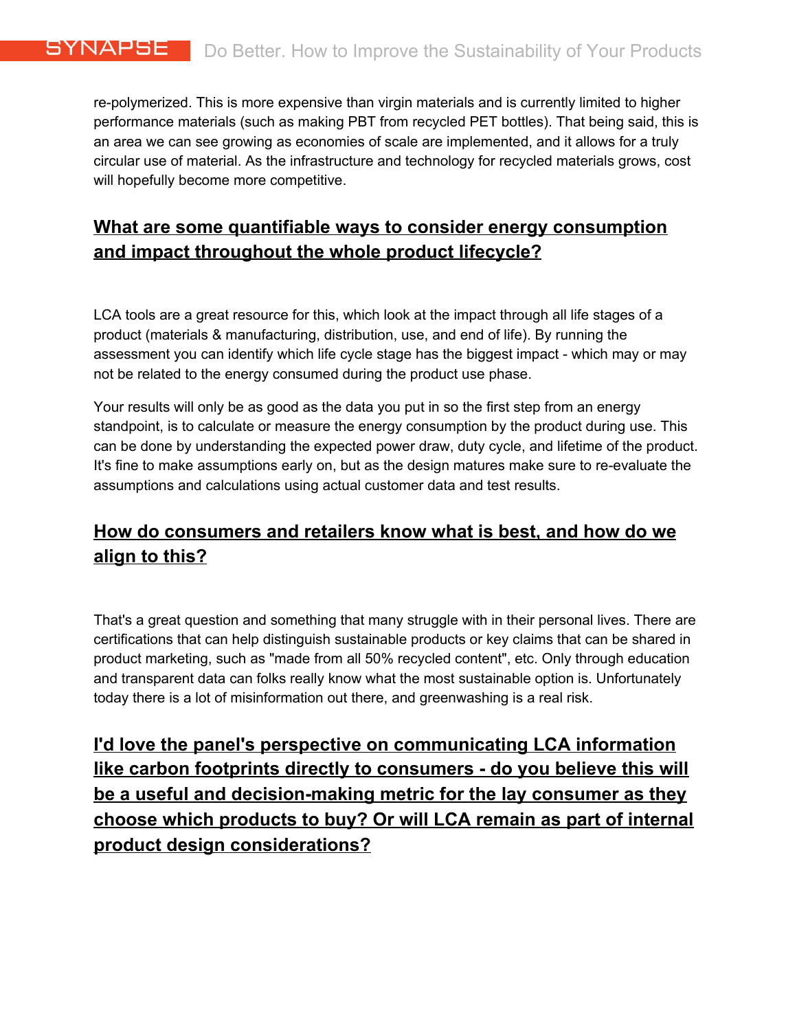re-polymerized. This is more expensive than virgin materials and is currently limited to higher performance materials (such as making PBT from recycled PET bottles). That being said, this is an area we can see growing as economies of scale are implemented, and it allows for a truly circular use of material. As the infrastructure and technology for recycled materials grows, cost will hopefully become more competitive.

## What are some quantifiable ways to consider energy consumption and impact throughout the whole product lifecycle?

LCA tools are a great resource for this, which look at the impact through all life stages of a product (materials & manufacturing, distribution, use, and end of life). By running the assessment you can identify which life cycle stage has the biggest impact - which may or may not be related to the energy consumed during the product use phase.

Your results will only be as good as the data you put in so the first step from an energy standpoint, is to calculate or measure the energy consumption by the product during use. This can be done by understanding the expected power draw, duty cycle, and lifetime of the product. It's fine to make assumptions early on, but as the design matures make sure to re-evaluate the assumptions and calculations using actual customer data and test results.

## How do consumers and retailers know what is best, and how do we align to this?

That's a great question and something that many struggle with in their personal lives. There are certifications that can help distinguish sustainable products or key claims that can be shared in product marketing, such as "made from all 50% recycled content", etc. Only through education and transparent data can folks really know what the most sustainable option is. Unfortunately today there is a lot of misinformation out there, and greenwashing is a real risk.

## I'd love the panel's perspective on communicating LCA information like carbon footprints directly to consumers - do you believe this will be a useful and decision-making metric for the lay consumer as they choose which products to buy? Or will LCA remain as part of internal product design considerations?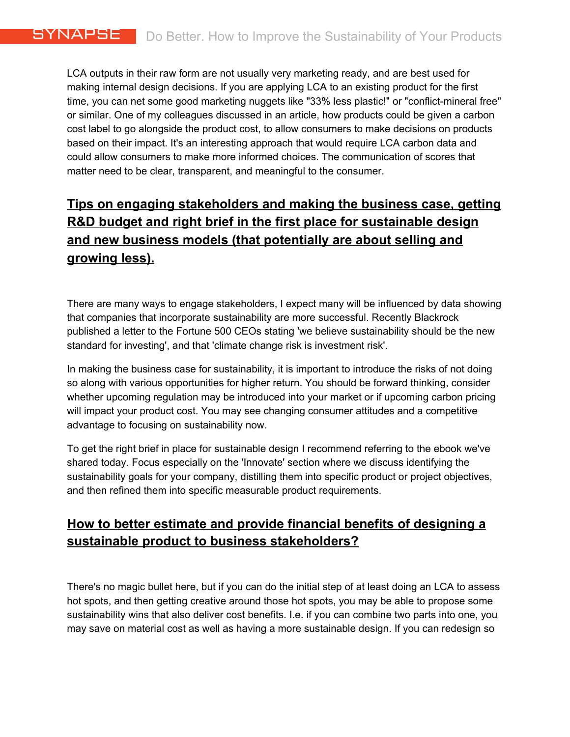LCA outputs in their raw form are not usually very marketing ready, and are best used for making internal design decisions. If you are applying LCA to an existing product for the first time, you can net some good marketing nuggets like "33% less plastic!" or "conflict-mineral free" or similar. One of my colleagues discussed in an article, how products could be given a carbon cost label to go alongside the product cost, to allow consumers to make decisions on products based on their impact. It's an interesting approach that would require LCA carbon data and could allow consumers to make more informed choices. The communication of scores that matter need to be clear, transparent, and meaningful to the consumer.

## Tips on engaging stakeholders and making the business case, getting R&D budget and right brief in the first place for sustainable design and new business models (that potentially are about selling and growing less).

There are many ways to engage stakeholders, I expect many will be influenced by data showing that companies that incorporate sustainability are more successful. Recently Blackrock published a letter to the Fortune 500 CEOs stating 'we believe sustainability should be the new standard for investing', and that 'climate change risk is investment risk'.

In making the business case for sustainability, it is important to introduce the risks of not doing so along with various opportunities for higher return. You should be forward thinking, consider whether upcoming regulation may be introduced into your market or if upcoming carbon pricing will impact your product cost. You may see changing consumer attitudes and a competitive advantage to focusing on sustainability now.

To get the right brief in place for sustainable design I recommend referring to the ebook we've shared today. Focus especially on the 'Innovate' section where we discuss identifying the sustainability goals for your company, distilling them into specific product or project objectives, and then refined them into specific measurable product requirements.

## How to better estimate and provide financial benefits of designing a sustainable product to business stakeholders?

There's no magic bullet here, but if you can do the initial step of at least doing an LCA to assess hot spots, and then getting creative around those hot spots, you may be able to propose some sustainability wins that also deliver cost benefits. I.e. if you can combine two parts into one, you may save on material cost as well as having a more sustainable design. If you can redesign so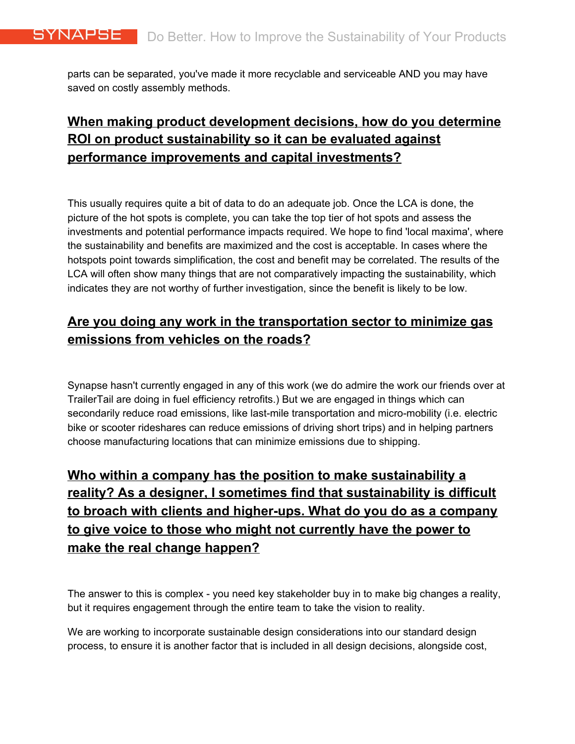parts can be separated, you've made it more recyclable and serviceable AND you may have saved on costly assembly methods.

## When making product development decisions, how do you determine ROI on product sustainability so it can be evaluated against performance improvements and capital investments?

This usually requires quite a bit of data to do an adequate job. Once the LCA is done, the picture of the hot spots is complete, you can take the top tier of hot spots and assess the investments and potential performance impacts required. We hope to find 'local maxima', where the sustainability and benefits are maximized and the cost is acceptable. In cases where the hotspots point towards simplification, the cost and benefit may be correlated. The results of the LCA will often show many things that are not comparatively impacting the sustainability, which indicates they are not worthy of further investigation, since the benefit is likely to be low.

## Are you doing any work in the transportation sector to minimize gas emissions from vehicles on the roads?

Synapse hasn't currently engaged in any of this work (we do admire the work our friends over at TrailerTail are doing in fuel efficiency retrofits.) But we are engaged in things which can secondarily reduce road emissions, like last-mile transportation and micro-mobility (i.e. electric bike or scooter rideshares can reduce emissions of driving short trips) and in helping partners choose manufacturing locations that can minimize emissions due to shipping.

## Who within a company has the position to make sustainability a reality? As a designer, I sometimes find that sustainability is difficult to broach with clients and higher-ups. What do you do as a company to give voice to those who might not currently have the power to make the real change happen?

The answer to this is complex - you need key stakeholder buy in to make big changes a reality, but it requires engagement through the entire team to take the vision to reality.

We are working to incorporate sustainable design considerations into our standard design process, to ensure it is another factor that is included in all design decisions, alongside cost,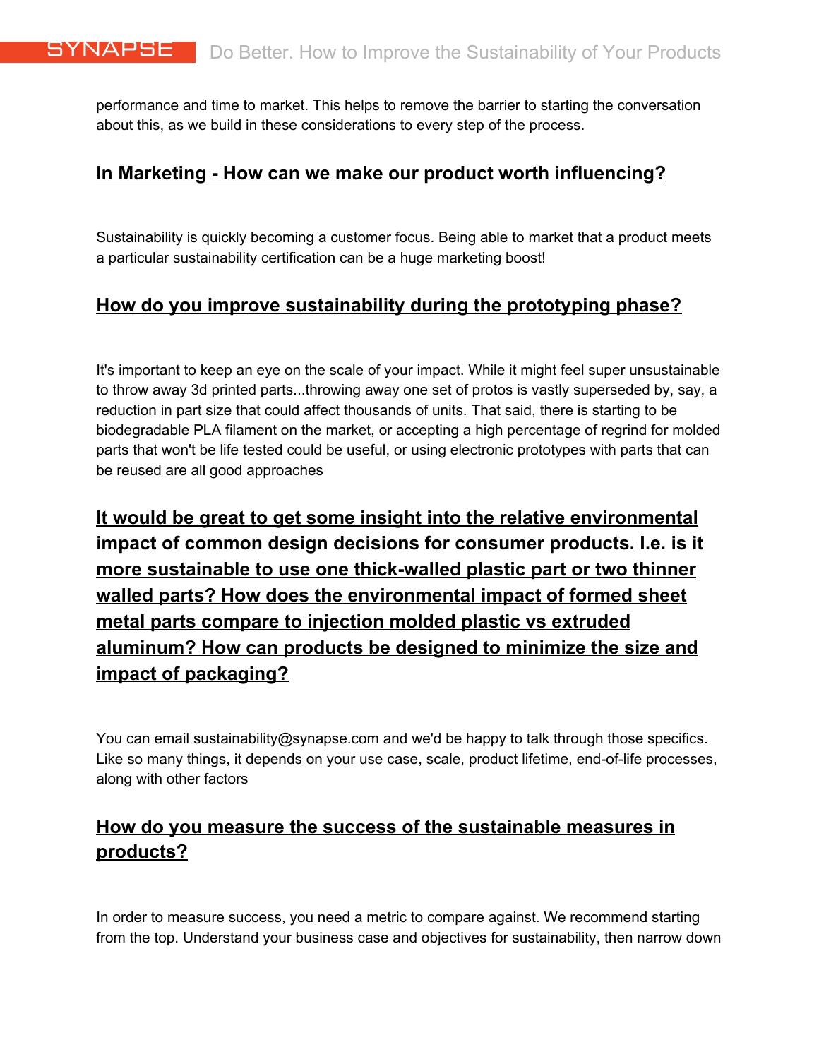performance and time to market. This helps to remove the barrier to starting the conversation about this, as we build in these considerations to every step of the process.

## In Marketing - How can we make our product worth influencing?

Sustainability is quickly becoming a customer focus. Being able to market that a product meets a particular sustainability certification can be a huge marketing boost!

## How do you improve sustainability during the prototyping phase?

It's important to keep an eye on the scale of your impact. While it might feel super unsustainable to throw away 3d printed parts...throwing away one set of protos is vastly superseded by, say, a reduction in part size that could affect thousands of units. That said, there is starting to be biodegradable PLA filament on the market, or accepting a high percentage of regrind for molded parts that won't be life tested could be useful, or using electronic prototypes with parts that can be reused are all good approaches

## It would be great to get some insight into the relative environmental impact of common design decisions for consumer products. I.e. is it more sustainable to use one thick-walled plastic part or two thinner walled parts? How does the environmental impact of formed sheet metal parts compare to injection molded plastic vs extruded aluminum? How can products be designed to minimize the size and impact of packaging?

You can email sustainability@synapse.com and we'd be happy to talk through those specifics. Like so many things, it depends on your use case, scale, product lifetime, end-of-life processes, along with other factors

## How do you measure the success of the sustainable measures in products?

In order to measure success, you need a metric to compare against. We recommend starting from the top. Understand your business case and objectives for sustainability, then narrow down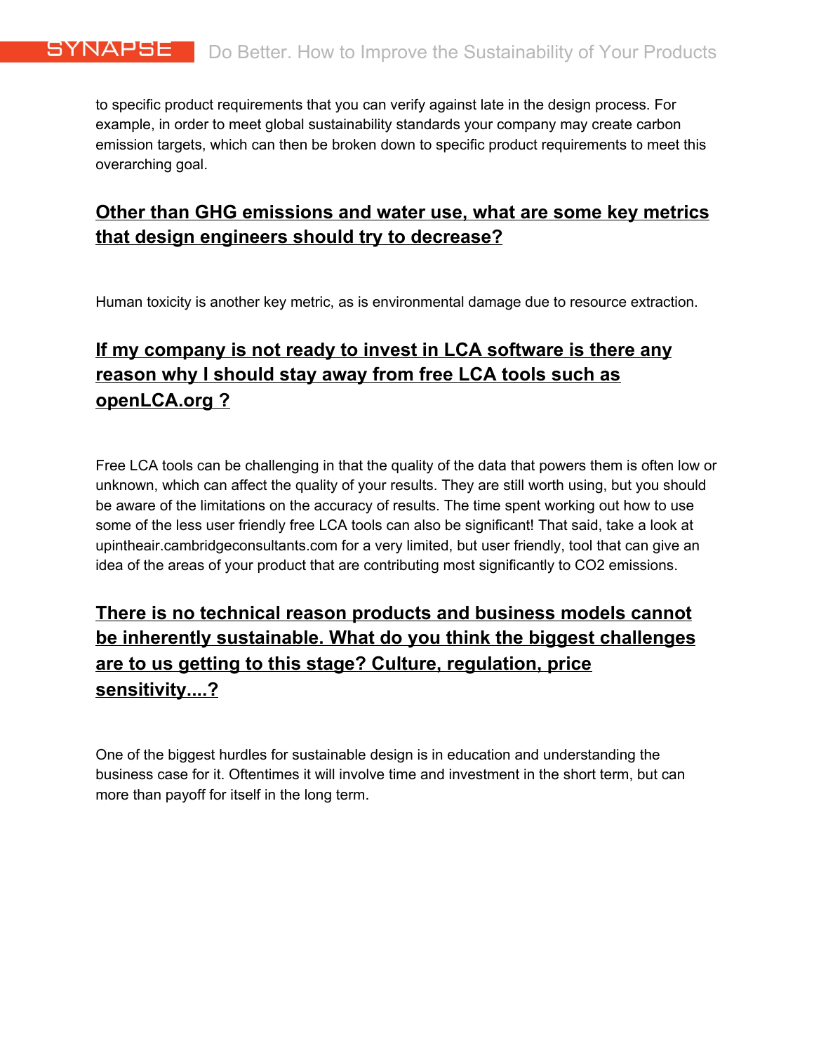to specific product requirements that you can verify against late in the design process. For example, in order to meet global sustainability standards your company may create carbon emission targets, which can then be broken down to specific product requirements to meet this overarching goal.

## Other than GHG emissions and water use, what are some key metrics that design engineers should try to decrease?

Human toxicity is another key metric, as is environmental damage due to resource extraction.

## If my company is not ready to invest in LCA software is there any reason why I should stay away from free LCA tools such as openLCA.org ?

Free LCA tools can be challenging in that the quality of the data that powers them is often low or unknown, which can affect the quality of your results. They are still worth using, but you should be aware of the limitations on the accuracy of results. The time spent working out how to use some of the less user friendly free LCA tools can also be significant! That said, take a look at upintheair.cambridgeconsultants.com for a very limited, but user friendly, tool that can give an idea of the areas of your product that are contributing most significantly to $CO_2$ emissions.

## There is no technical reason products and business models cannot be inherently sustainable. What do you think the biggest challenges are to us getting to this stage? Culture, regulation, price sensitivity....?

One of the biggest hurdles for sustainable design is in education and understanding the business case for it. Oftentimes it will involve time and investment in the short term, but can more than payoff for itself in the long term.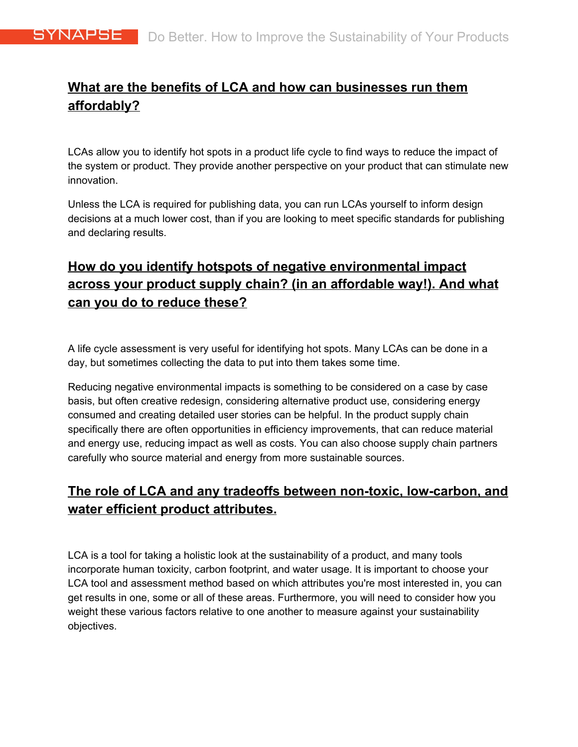## What are the benefits of LCA and how can businesses run them affordably?

LCAs allow you to identify hot spots in a product life cycle to find ways to reduce the impact of the system or product. They provide another perspective on your product that can stimulate new innovation.

Unless the LCA is required for publishing data, you can run LCAs yourself to inform design decisions at a much lower cost, than if you are looking to meet specific standards for publishing and declaring results.

## How do you identify hotspots of negative environmental impact across your product supply chain? (in an affordable way!). And what can you do to reduce these?

A life cycle assessment is very useful for identifying hot spots. Many LCAs can be done in a day, but sometimes collecting the data to put into them takes some time.

Reducing negative environmental impacts is something to be considered on a case by case basis, but often creative redesign, considering alternative product use, considering energy consumed and creating detailed user stories can be helpful. In the product supply chain specifically there are often opportunities in efficiency improvements, that can reduce material and energy use, reducing impact as well as costs. You can also choose supply chain partners carefully who source material and energy from more sustainable sources.

## The role of LCA and any tradeoffs between non-toxic, low-carbon, and water efficient product attributes.

LCA is a tool for taking a holistic look at the sustainability of a product, and many tools incorporate human toxicity, carbon footprint, and water usage. It is important to choose your LCA tool and assessment method based on which attributes you're most interested in, you can get results in one, some or all of these areas. Furthermore, you will need to consider how you weight these various factors relative to one another to measure against your sustainability objectives.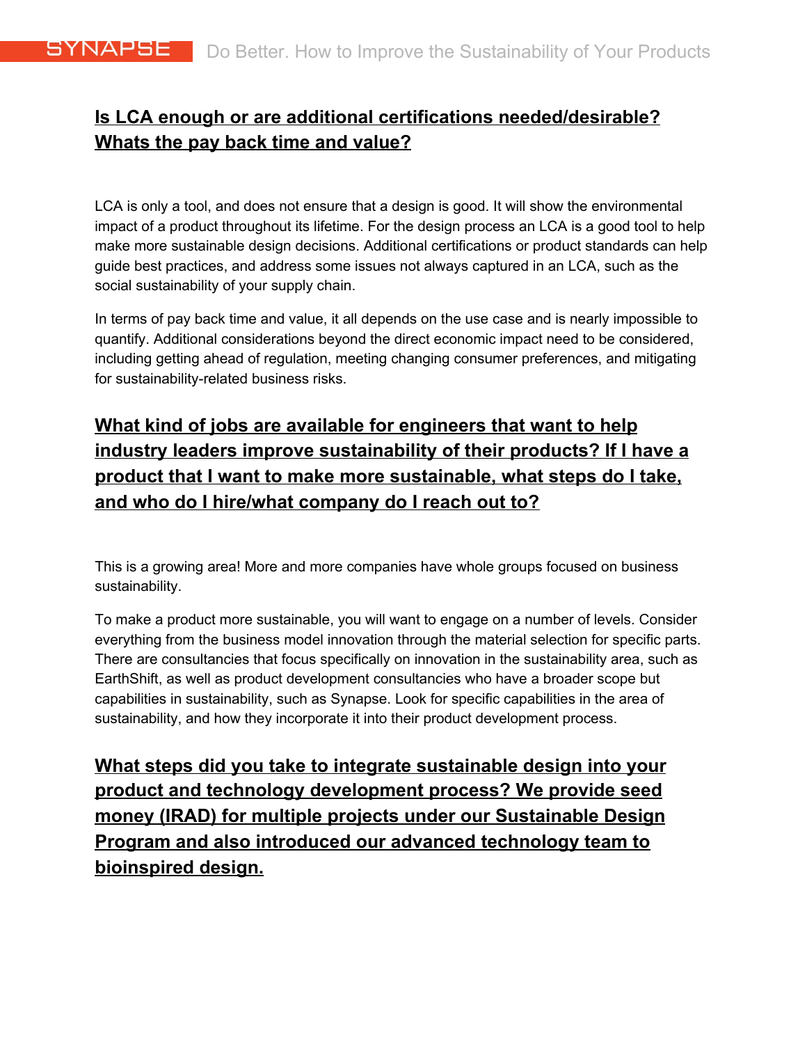## Is LCA enough or are additional certifications needed/desirable? Whats the pay back time and value?

LCA is only a tool, and does not ensure that a design is good. It will show the environmental impact of a product throughout its lifetime. For the design process an LCA is a good tool to help make more sustainable design decisions. Additional certifications or product standards can help guide best practices, and address some issues not always captured in an LCA, such as the social sustainability of your supply chain.

In terms of pay back time and value, it all depends on the use case and is nearly impossible to quantify. Additional considerations beyond the direct economic impact need to be considered, including getting ahead of regulation, meeting changing consumer preferences, and mitigating for sustainability-related business risks.

## What kind of jobs are available for engineers that want to help industry leaders improve sustainability of their products? If I have a product that I want to make more sustainable, what steps do I take, and who do I hire/what company do I reach out to?

This is a growing area! More and more companies have whole groups focused on business sustainability.

To make a product more sustainable, you will want to engage on a number of levels. Consider everything from the business model innovation through the material selection for specific parts. There are consultancies that focus specifically on innovation in the sustainability area, such as EarthShift, as well as product development consultancies who have a broader scope but capabilities in sustainability, such as Synapse. Look for specific capabilities in the area of sustainability, and how they incorporate it into their product development process.

## What steps did you take to integrate sustainable design into your product and technology development process? We provide seed money (IRAD) for multiple projects under our Sustainable Design Program and also introduced our advanced technology team to bioinspired design.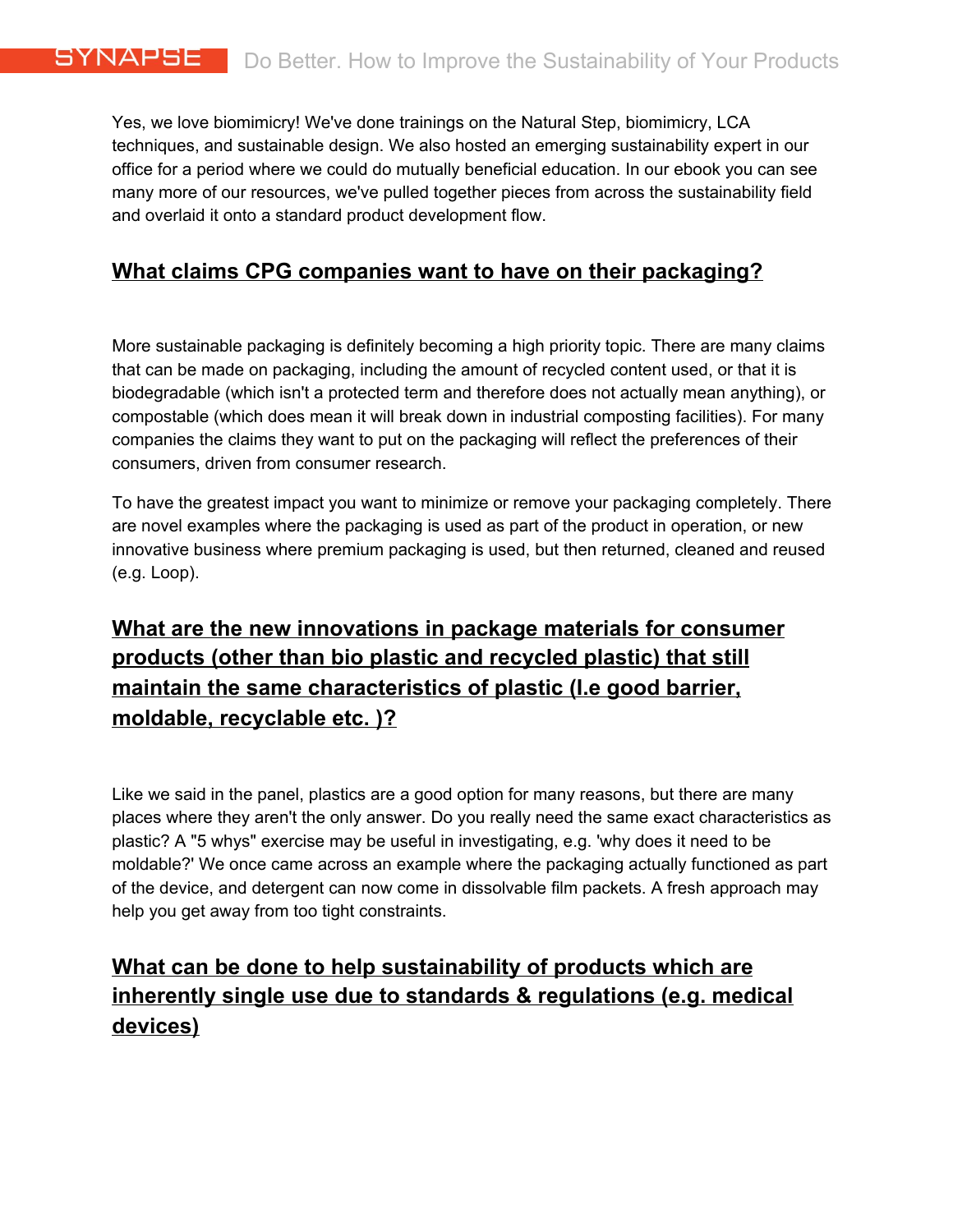Yes, we love biomimicry! We've done trainings on the Natural Step, biomimicry, LCA techniques, and sustainable design. We also hosted an emerging sustainability expert in our office for a period where we could do mutually beneficial education. In our ebook you can see many more of our resources, we've pulled together pieces from across the sustainability field and overlaid it onto a standard product development flow.

## What claims CPG companies want to have on their packaging?

More sustainable packaging is definitely becoming a high priority topic. There are many claims that can be made on packaging, including the amount of recycled content used, or that it is biodegradable (which isn't a protected term and therefore does not actually mean anything), or compostable (which does mean it will break down in industrial composting facilities). For many companies the claims they want to put on the packaging will reflect the preferences of their consumers, driven from consumer research.

To have the greatest impact you want to minimize or remove your packaging completely. There are novel examples where the packaging is used as part of the product in operation, or new innovative business where premium packaging is used, but then returned, cleaned and reused (e.g. Loop).

## What are the new innovations in package materials for consumer products (other than bio plastic and recycled plastic) that still maintain the same characteristics of plastic (I.e good barrier, moldable, recyclable etc. )?

Like we said in the panel, plastics are a good option for many reasons, but there are many places where they aren't the only answer. Do you really need the same exact characteristics as plastic? A "5 whys" exercise may be useful in investigating, e.g. 'why does it need to be moldable?' We once came across an example where the packaging actually functioned as part of the device, and detergent can now come in dissolvable film packets. A fresh approach may help you get away from too tight constraints.

## What can be done to help sustainability of products which are inherently single use due to standards & regulations (e.g. medical devices)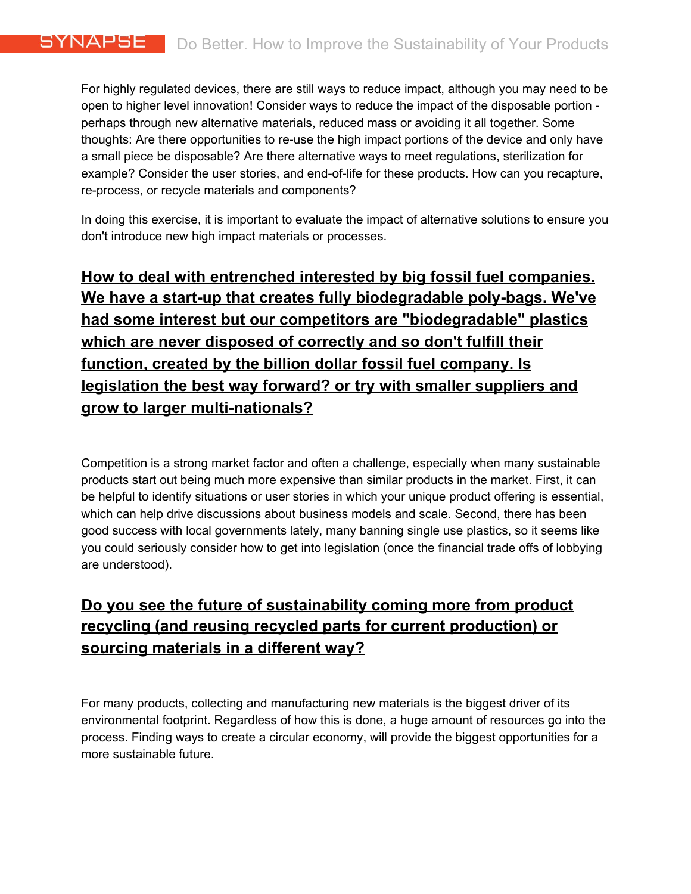For highly regulated devices, there are still ways to reduce impact, although you may need to be open to higher level innovation! Consider ways to reduce the impact of the disposable portion - perhaps through new alternative materials, reduced mass or avoiding it all together. Some thoughts: Are there opportunities to re-use the high impact portions of the device and only have a small piece be disposable? Are there alternative ways to meet regulations, sterilization for example? Consider the user stories, and end-of-life for these products. How can you recapture, re-process, or recycle materials and components?

In doing this exercise, it is important to evaluate the impact of alternative solutions to ensure you don't introduce new high impact materials or processes.

## How to deal with entrenched interested by big fossil fuel companies. We have a start-up that creates fully biodegradable poly-bags. We've had some interest but our competitors are "biodegradable" plastics which are never disposed of correctly and so don't fulfill their function, created by the billion dollar fossil fuel company. Is legislation the best way forward? or try with smaller suppliers and grow to larger multi-nationals?

Competition is a strong market factor and often a challenge, especially when many sustainable products start out being much more expensive than similar products in the market. First, it can be helpful to identify situations or user stories in which your unique product offering is essential, which can help drive discussions about business models and scale. Second, there has been good success with local governments lately, many banning single use plastics, so it seems like you could seriously consider how to get into legislation (once the financial trade offs of lobbying are understood).

## Do you see the future of sustainability coming more from product recycling (and reusing recycled parts for current production) or sourcing materials in a different way?

For many products, collecting and manufacturing new materials is the biggest driver of its environmental footprint. Regardless of how this is done, a huge amount of resources go into the process. Finding ways to create a circular economy, will provide the biggest opportunities for a more sustainable future.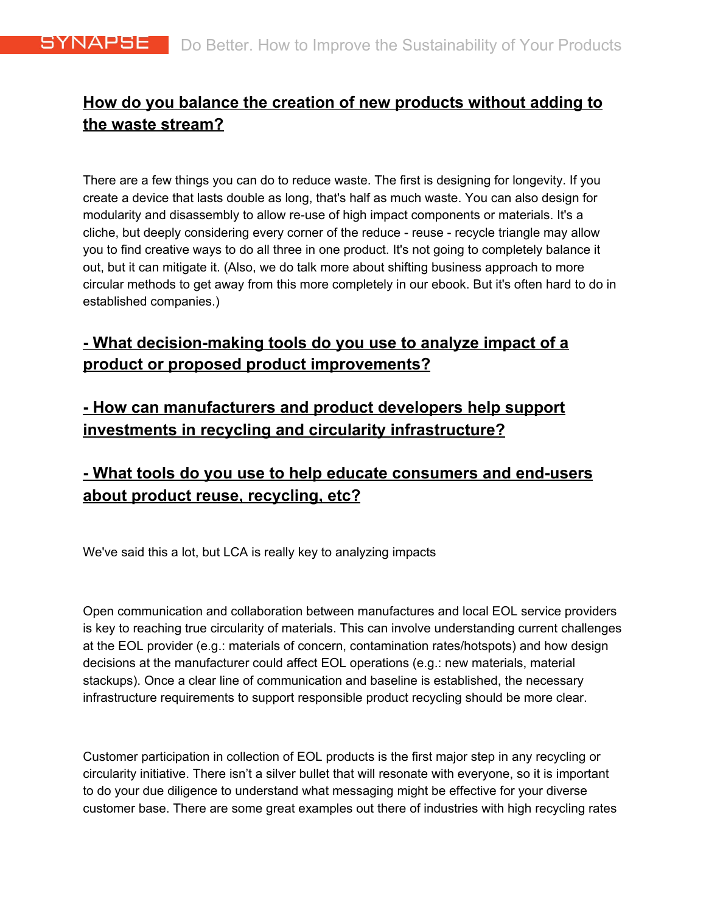## How do you balance the creation of new products without adding to the waste stream?

There are a few things you can do to reduce waste. The first is designing for longevity. If you create a device that lasts double as long, that's half as much waste. You can also design for modularity and disassembly to allow re-use of high impact components or materials. It's a cliche, but deeply considering every corner of the reduce - reuse - recycle triangle may allow you to find creative ways to do all three in one product. It's not going to completely balance it out, but it can mitigate it. (Also, we do talk more about shifting business approach to more circular methods to get away from this more completely in our ebook. But it's often hard to do in established companies.)

## - What decision-making tools do you use to analyze impact of a product or proposed product improvements?

## - How can manufacturers and product developers help support investments in recycling and circularity infrastructure?

## - What tools do you use to help educate consumers and end-users about product reuse, recycling, etc?

We've said this a lot, but LCA is really key to analyzing impacts

Open communication and collaboration between manufactures and local EOL service providers is key to reaching true circularity of materials. This can involve understanding current challenges at the EOL provider (e.g.: materials of concern, contamination rates/hotspots) and how design decisions at the manufacturer could affect EOL operations (e.g.: new materials, material stackups). Once a clear line of communication and baseline is established, the necessary infrastructure requirements to support responsible product recycling should be more clear.

Customer participation in collection of EOL products is the first major step in any recycling or circularity initiative. There isn't a silver bullet that will resonate with everyone, so it is important to do your due diligence to understand what messaging might be effective for your diverse customer base. There are some great examples out there of industries with high recycling rates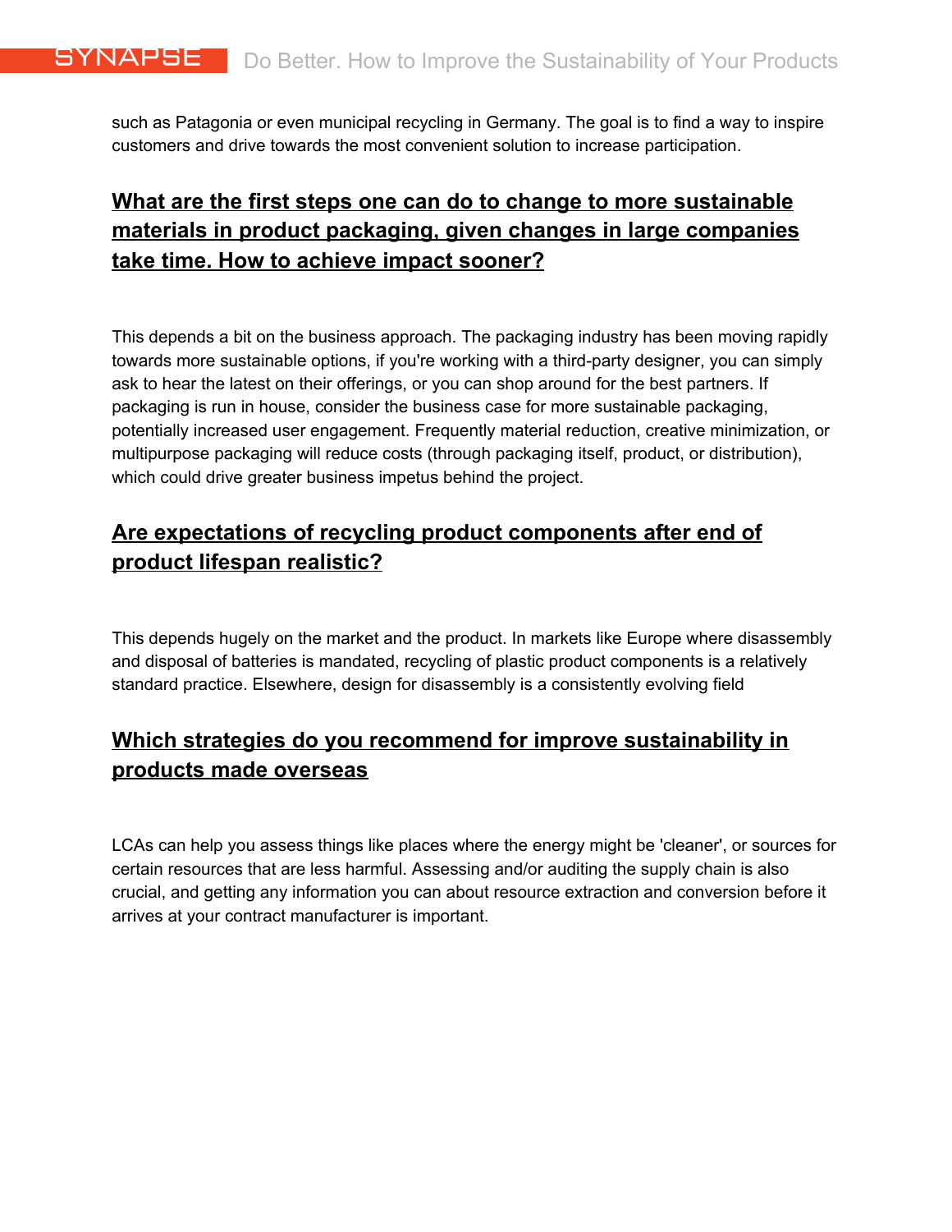such as Patagonia or even municipal recycling in Germany. The goal is to find a way to inspire customers and drive towards the most convenient solution to increase participation.

## What are the first steps one can do to change to more sustainable materials in product packaging, given changes in large companies take time. How to achieve impact sooner?

This depends a bit on the business approach. The packaging industry has been moving rapidly towards more sustainable options, if you're working with a third-party designer, you can simply ask to hear the latest on their offerings, or you can shop around for the best partners. If packaging is run in house, consider the business case for more sustainable packaging, potentially increased user engagement. Frequently material reduction, creative minimization, or multipurpose packaging will reduce costs (through packaging itself, product, or distribution), which could drive greater business impetus behind the project.

## Are expectations of recycling product components after end of product lifespan realistic?

This depends hugely on the market and the product. In markets like Europe where disassembly and disposal of batteries is mandated, recycling of plastic product components is a relatively standard practice. Elsewhere, design for disassembly is a consistently evolving field

## Which strategies do you recommend for improve sustainability in products made overseas

LCAs can help you assess things like places where the energy might be 'cleaner', or sources for certain resources that are less harmful. Assessing and/or auditing the supply chain is also crucial, and getting any information you can about resource extraction and conversion before it arrives at your contract manufacturer is important.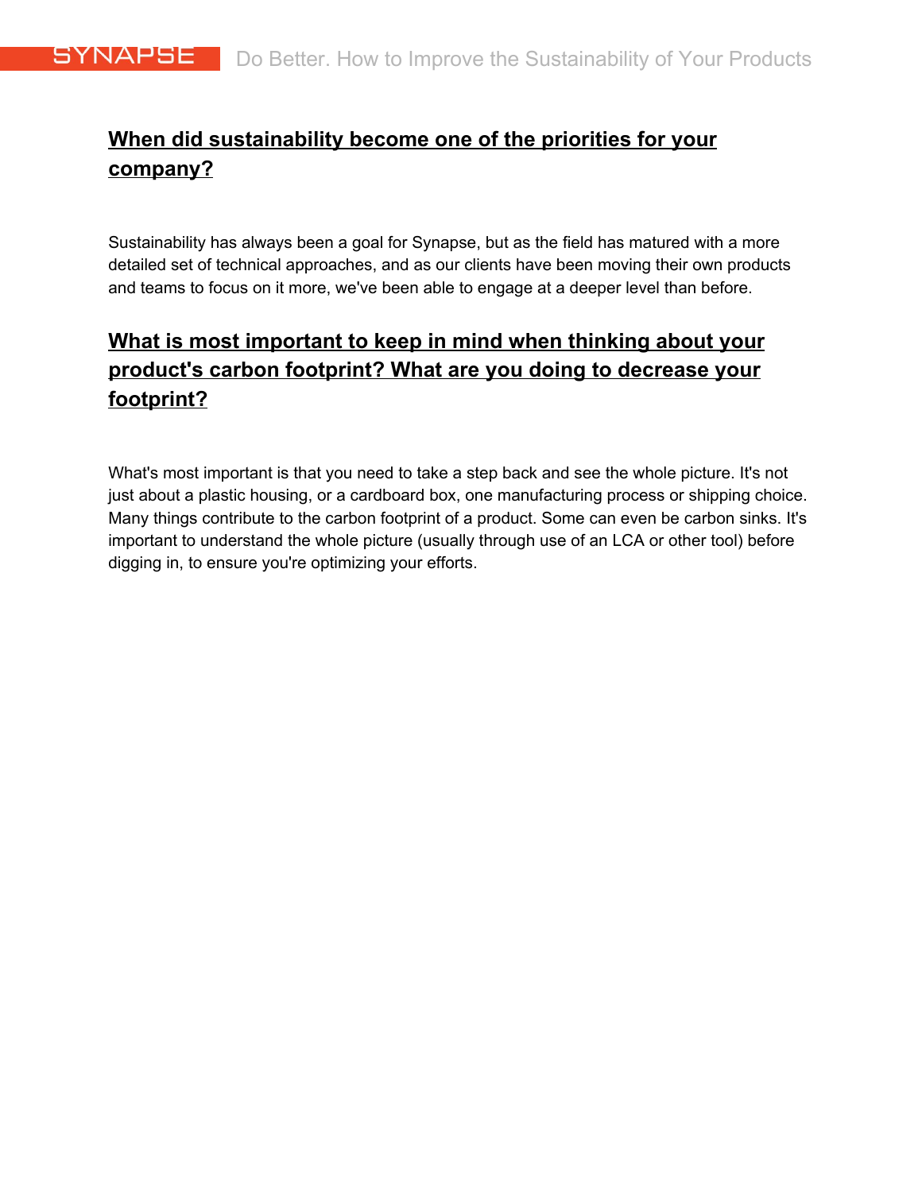## When did sustainability become one of the priorities for your company?

Sustainability has always been a goal for Synapse, but as the field has matured with a more detailed set of technical approaches, and as our clients have been moving their own products and teams to focus on it more, we've been able to engage at a deeper level than before.

## What is most important to keep in mind when thinking about your product's carbon footprint? What are you doing to decrease your footprint?

What's most important is that you need to take a step back and see the whole picture. It's not just about a plastic housing, or a cardboard box, one manufacturing process or shipping choice. Many things contribute to the carbon footprint of a product. Some can even be carbon sinks. It's important to understand the whole picture (usually through use of an LCA or other tool) before digging in, to ensure you're optimizing your efforts.